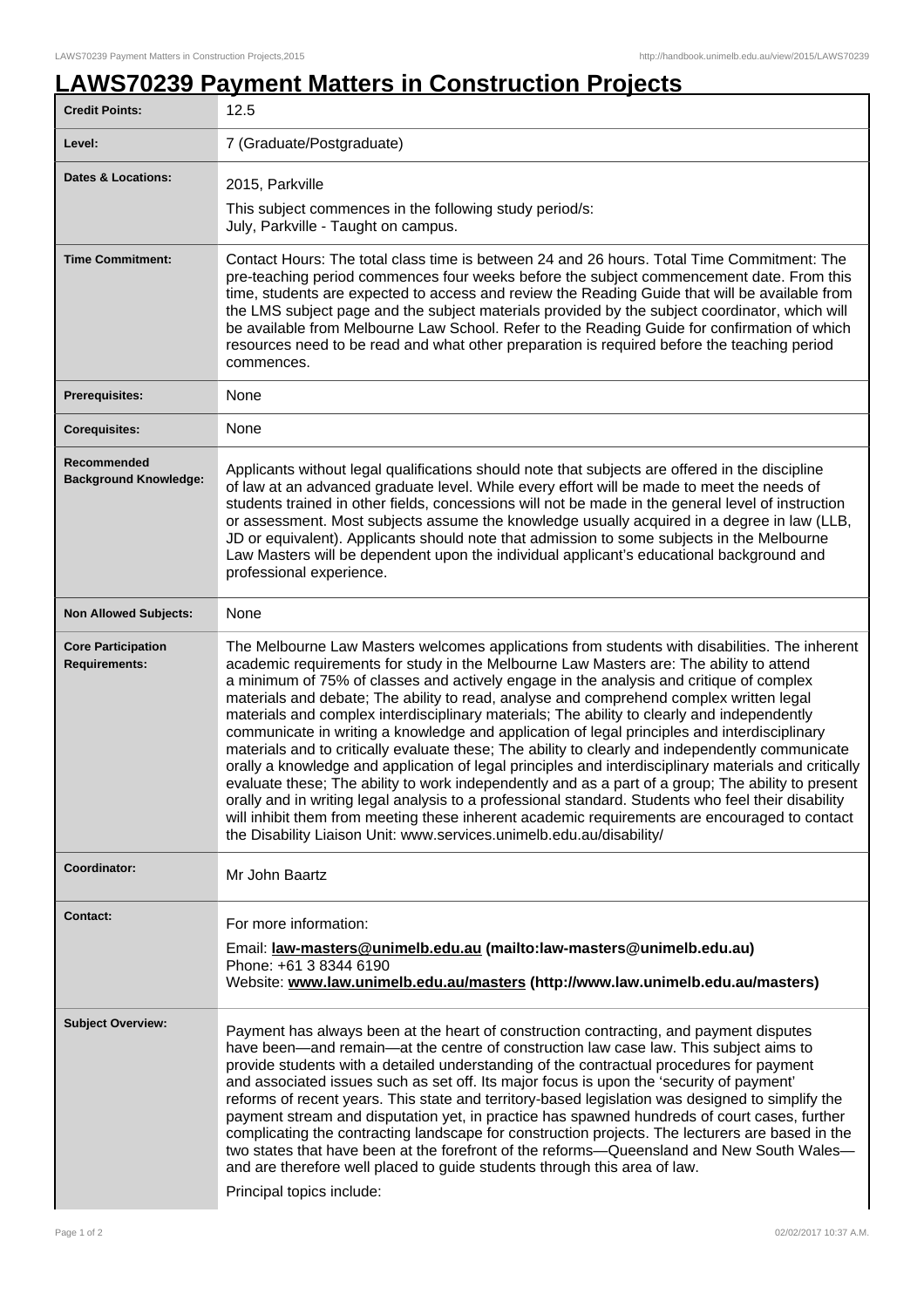# LAWS70239 Payment Matters in Construction Projects

| | |
|---|---|
| **Credit Points:** | 12.5 |
| **Level:** | 7 (Graduate/Postgraduate) |
| **Dates & Locations:** | 2015, Parkville<br>This subject commences in the following study period/s:<br>July, Parkville - Taught on campus. |
| **Time Commitment:** | Contact Hours: The total class time is between 24 and 26 hours. Total Time Commitment: The pre-teaching period commences four weeks before the subject commencement date. From this time, students are expected to access and review the Reading Guide that will be available from the LMS subject page and the subject materials provided by the subject coordinator, which will be available from Melbourne Law School. Refer to the Reading Guide for confirmation of which resources need to be read and what other preparation is required before the teaching period commences. |
| **Prerequisites:** | None |
| **Corequisites:** | None |
| **Recommended Background Knowledge:** | Applicants without legal qualifications should note that subjects are offered in the discipline of law at an advanced graduate level. While every effort will be made to meet the needs of students trained in other fields, concessions will not be made in the general level of instruction or assessment. Most subjects assume the knowledge usually acquired in a degree in law (LLB, JD or equivalent). Applicants should note that admission to some subjects in the Melbourne Law Masters will be dependent upon the individual applicant's educational background and professional experience. |
| **Non Allowed Subjects:** | None |
| **Core Participation Requirements:** | The Melbourne Law Masters welcomes applications from students with disabilities. The inherent academic requirements for study in the Melbourne Law Masters are: The ability to attend a minimum of 75% of classes and actively engage in the analysis and critique of complex materials and debate; The ability to read, analyse and comprehend complex written legal materials and complex interdisciplinary materials; The ability to clearly and independently communicate in writing a knowledge and application of legal principles and interdisciplinary materials and to critically evaluate these; The ability to clearly and independently communicate orally a knowledge and application of legal principles and interdisciplinary materials and critically evaluate these; The ability to work independently and as a part of a group; The ability to present orally and in writing legal analysis to a professional standard. Students who feel their disability will inhibit them from meeting these inherent academic requirements are encouraged to contact the Disability Liaison Unit: www.services.unimelb.edu.au/disability/ |
| **Coordinator:** | Mr John Baartz |
| **Contact:** | For more information:<br>Email: **law-masters@unimelb.edu.au (mailto:law-masters@unimelb.edu.au)**<br>Phone: +61 3 8344 6190<br>Website: **www.law.unimelb.edu.au/masters (http://www.law.unimelb.edu.au/masters)** |
| **Subject Overview:** | Payment has always been at the heart of construction contracting, and payment disputes have been—and remain—at the centre of construction law case law. This subject aims to provide students with a detailed understanding of the contractual procedures for payment and associated issues such as set off. Its major focus is upon the 'security of payment' reforms of recent years. This state and territory-based legislation was designed to simplify the payment stream and disputation yet, in practice has spawned hundreds of court cases, further complicating the contracting landscape for construction projects. The lecturers are based in the two states that have been at the forefront of the reforms—Queensland and New South Wales—and are therefore well placed to guide students through this area of law.<br>Principal topics include: |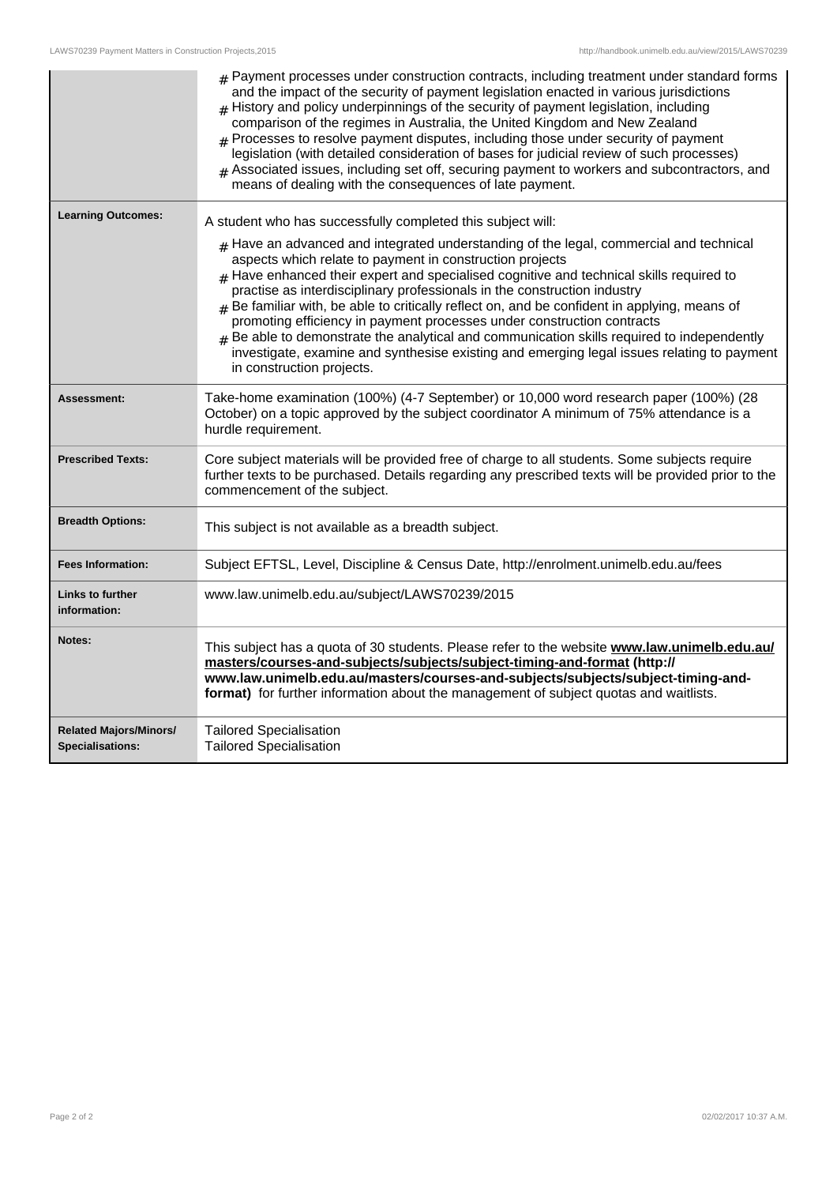| | |
|---|---|
| | # Payment processes under construction contracts, including treatment under standard forms and the impact of the security of payment legislation enacted in various jurisdictions<br># History and policy underpinnings of the security of payment legislation, including comparison of the regimes in Australia, the United Kingdom and New Zealand<br># Processes to resolve payment disputes, including those under security of payment legislation (with detailed consideration of bases for judicial review of such processes)<br># Associated issues, including set off, securing payment to workers and subcontractors, and means of dealing with the consequences of late payment. |
| **Learning Outcomes:** | A student who has successfully completed this subject will:<br># Have an advanced and integrated understanding of the legal, commercial and technical aspects which relate to payment in construction projects<br># Have enhanced their expert and specialised cognitive and technical skills required to practise as interdisciplinary professionals in the construction industry<br># Be familiar with, be able to critically reflect on, and be confident in applying, means of promoting efficiency in payment processes under construction contracts<br># Be able to demonstrate the analytical and communication skills required to independently investigate, examine and synthesise existing and emerging legal issues relating to payment in construction projects. |
| **Assessment:** | Take-home examination (100%) (4-7 September) or 10,000 word research paper (100%) (28 October) on a topic approved by the subject coordinator A minimum of 75% attendance is a hurdle requirement. |
| **Prescribed Texts:** | Core subject materials will be provided free of charge to all students. Some subjects require further texts to be purchased. Details regarding any prescribed texts will be provided prior to the commencement of the subject. |
| **Breadth Options:** | This subject is not available as a breadth subject. |
| **Fees Information:** | Subject EFTSL, Level, Discipline & Census Date, http://enrolment.unimelb.edu.au/fees |
| **Links to further information:** | www.law.unimelb.edu.au/subject/LAWS70239/2015 |
| **Notes:** | This subject has a quota of 30 students. Please refer to the website **www.law.unimelb.edu.au/masters/courses-and-subjects/subjects/subject-timing-and-format (http://www.law.unimelb.edu.au/masters/courses-and-subjects/subjects/subject-timing-and-format)** for further information about the management of subject quotas and waitlists. |
| **Related Majors/Minors/ Specialisations:** | Tailored Specialisation<br>Tailored Specialisation |